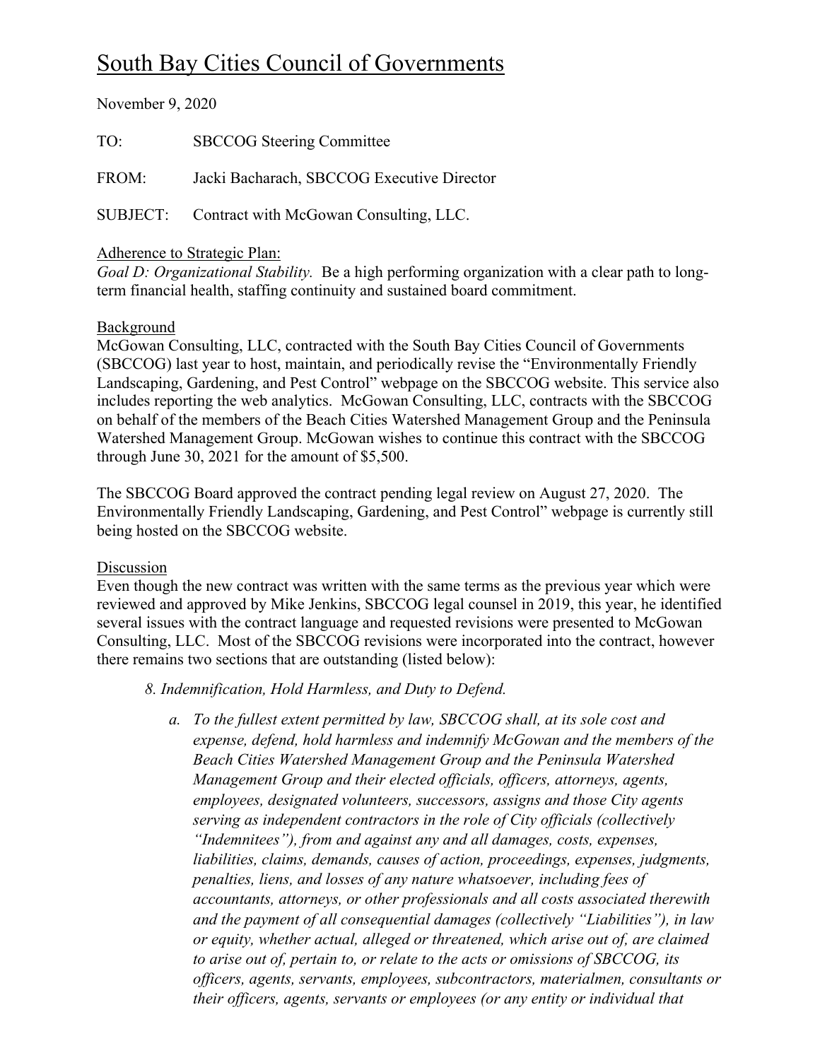# South Bay Cities Council of Governments

November 9, 2020

TO: SBCCOG Steering Committee

FROM: Jacki Bacharach, SBCCOG Executive Director

SUBJECT: Contract with McGowan Consulting, LLC.

Adherence to Strategic Plan:

*Goal D: Organizational Stability.* Be a high performing organization with a clear path to long-term financial health, staffing continuity and sustained board commitment.

Background

McGowan Consulting, LLC, contracted with the South Bay Cities Council of Governments (SBCCOG) last year to host, maintain, and periodically revise the "Environmentally Friendly Landscaping, Gardening, and Pest Control" webpage on the SBCCOG website. This service also includes reporting the web analytics. McGowan Consulting, LLC, contracts with the SBCCOG on behalf of the members of the Beach Cities Watershed Management Group and the Peninsula Watershed Management Group. McGowan wishes to continue this contract with the SBCCOG through June 30, 2021 for the amount of $5,500.

The SBCCOG Board approved the contract pending legal review on August 27, 2020. The Environmentally Friendly Landscaping, Gardening, and Pest Control" webpage is currently still being hosted on the SBCCOG website.

Discussion

Even though the new contract was written with the same terms as the previous year which were reviewed and approved by Mike Jenkins, SBCCOG legal counsel in 2019, this year, he identified several issues with the contract language and requested revisions were presented to McGowan Consulting, LLC. Most of the SBCCOG revisions were incorporated into the contract, however there remains two sections that are outstanding (listed below):

*8. Indemnification, Hold Harmless, and Duty to Defend.*

*a. To the fullest extent permitted by law, SBCCOG shall, at its sole cost and expense, defend, hold harmless and indemnify McGowan and the members of the Beach Cities Watershed Management Group and the Peninsula Watershed Management Group and their elected officials, officers, attorneys, agents, employees, designated volunteers, successors, assigns and those City agents serving as independent contractors in the role of City officials (collectively "Indemnitees"), from and against any and all damages, costs, expenses, liabilities, claims, demands, causes of action, proceedings, expenses, judgments, penalties, liens, and losses of any nature whatsoever, including fees of accountants, attorneys, or other professionals and all costs associated therewith and the payment of all consequential damages (collectively "Liabilities"), in law or equity, whether actual, alleged or threatened, which arise out of, are claimed to arise out of, pertain to, or relate to the acts or omissions of SBCCOG, its officers, agents, servants, employees, subcontractors, materialmen, consultants or their officers, agents, servants or employees (or any entity or individual that*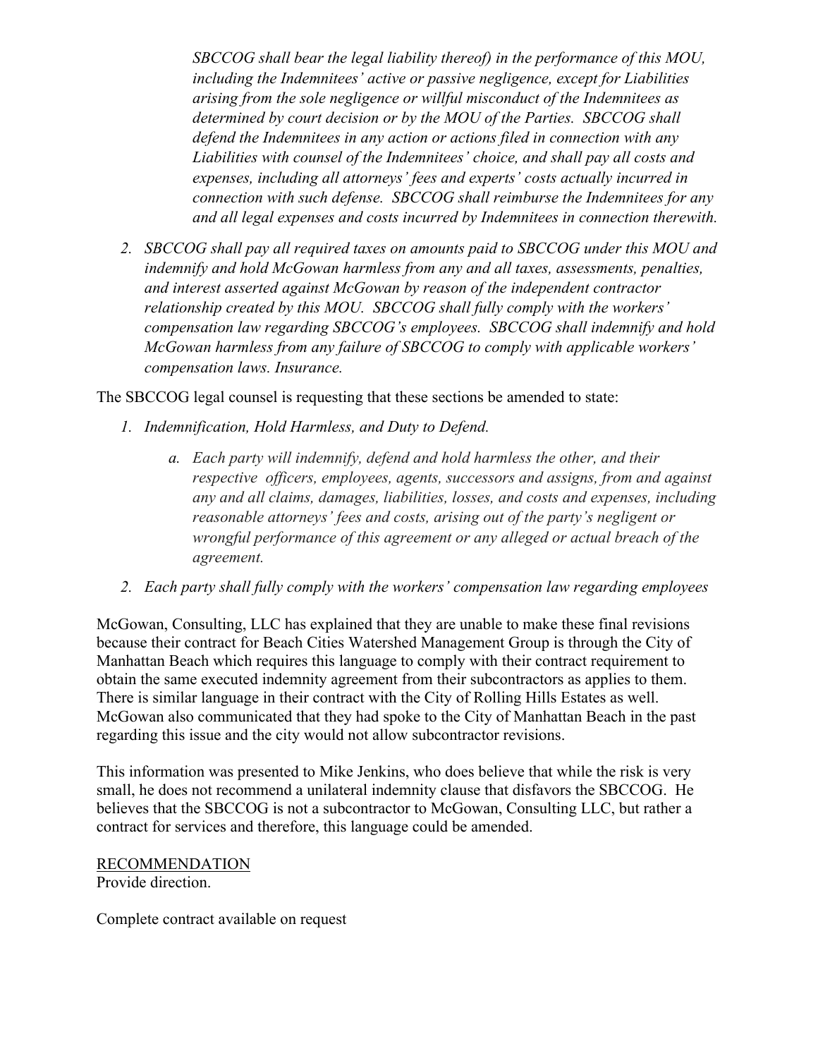*SBCCOG shall bear the legal liability thereof) in the performance of this MOU, including the Indemnitees' active or passive negligence, except for Liabilities arising from the sole negligence or willful misconduct of the Indemnitees as determined by court decision or by the MOU of the Parties. SBCCOG shall defend the Indemnitees in any action or actions filed in connection with any Liabilities with counsel of the Indemnitees' choice, and shall pay all costs and expenses, including all attorneys' fees and experts' costs actually incurred in connection with such defense. SBCCOG shall reimburse the Indemnitees for any and all legal expenses and costs incurred by Indemnitees in connection therewith.*

2. *SBCCOG shall pay all required taxes on amounts paid to SBCCOG under this MOU and indemnify and hold McGowan harmless from any and all taxes, assessments, penalties, and interest asserted against McGowan by reason of the independent contractor relationship created by this MOU. SBCCOG shall fully comply with the workers' compensation law regarding SBCCOG's employees. SBCCOG shall indemnify and hold McGowan harmless from any failure of SBCCOG to comply with applicable workers' compensation laws. Insurance.*

The SBCCOG legal counsel is requesting that these sections be amended to state:

1. *Indemnification, Hold Harmless, and Duty to Defend.*
   a. *Each party will indemnify, defend and hold harmless the other, and their respective officers, employees, agents, successors and assigns, from and against any and all claims, damages, liabilities, losses, and costs and expenses, including reasonable attorneys' fees and costs, arising out of the party's negligent or wrongful performance of this agreement or any alleged or actual breach of the agreement.*
2. *Each party shall fully comply with the workers' compensation law regarding employees*

McGowan, Consulting, LLC has explained that they are unable to make these final revisions because their contract for Beach Cities Watershed Management Group is through the City of Manhattan Beach which requires this language to comply with their contract requirement to obtain the same executed indemnity agreement from their subcontractors as applies to them. There is similar language in their contract with the City of Rolling Hills Estates as well. McGowan also communicated that they had spoke to the City of Manhattan Beach in the past regarding this issue and the city would not allow subcontractor revisions.

This information was presented to Mike Jenkins, who does believe that while the risk is very small, he does not recommend a unilateral indemnity clause that disfavors the SBCCOG. He believes that the SBCCOG is not a subcontractor to McGowan, Consulting LLC, but rather a contract for services and therefore, this language could be amended.

RECOMMENDATION
Provide direction.

Complete contract available on request